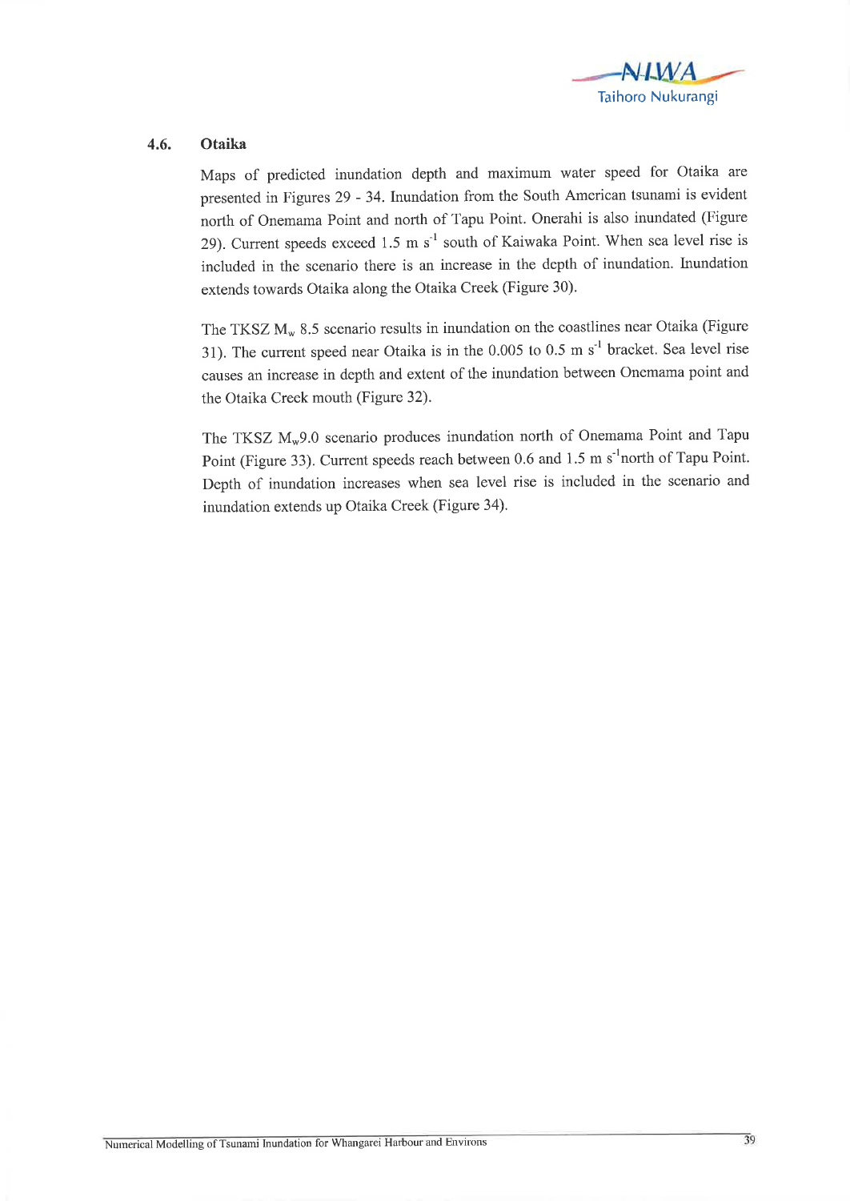## 4.6. Otaika

Maps of predicted inundation depth and maximum water speed for Otaika are presented in Figures 29 - 34. Inundation from the South American tsunami is evident north of Onemama Point and north of Tapu Point. Onerahi is also inundated (Figure 29). Current speeds exceed 1.5 m $s^{-1}$ south of Kaiwaka Point. When sea level rise is included in the scenario there is an increase in the depth of inundation. Inundation extends towards Otaika along the Otaika Creek (Figure 30).

The TKSZ $M_w$ 8.5 scenario results in inundation on the coastlines near Otaika (Figure 31). The current speed near Otaika is in the 0.005 to 0.5 m $s^{-1}$ bracket. Sea level rise causes an increase in depth and extent of the inundation between Onemama point and the Otaika Creek mouth (Figure 32).

The TKSZ $M_w$9.0 scenario produces inundation north of Onemama Point and Tapu Point (Figure 33). Current speeds reach between 0.6 and 1.5 m $s^{-1}$north of Tapu Point. Depth of inundation increases when sea level rise is included in the scenario and inundation extends up Otaika Creek (Figure 34).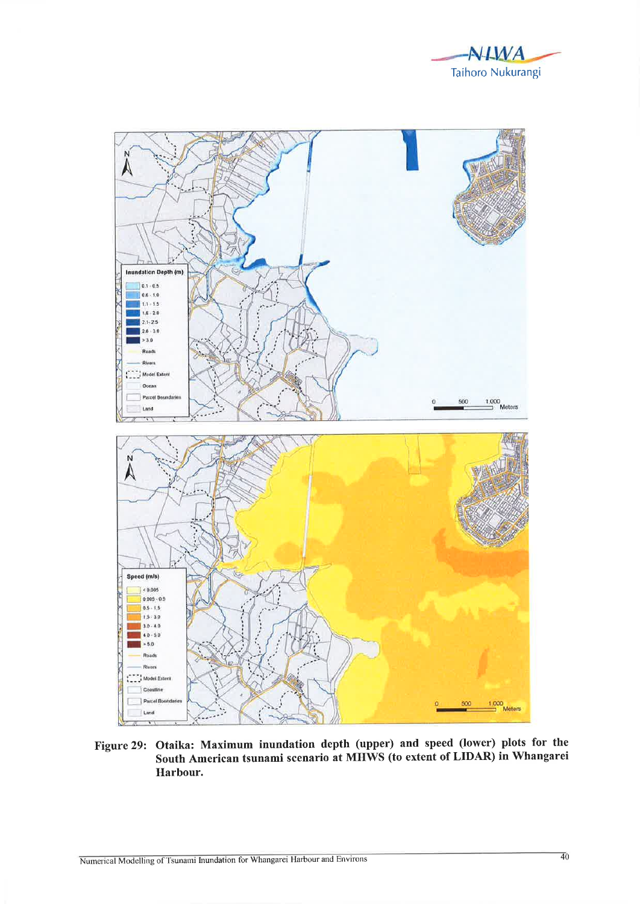Figure 29: Otaika: Maximum inundation depth (upper) and speed (lower) plots for the South American tsunami scenario at MHWS (to extent of LIDAR) in Whangarei Harbour.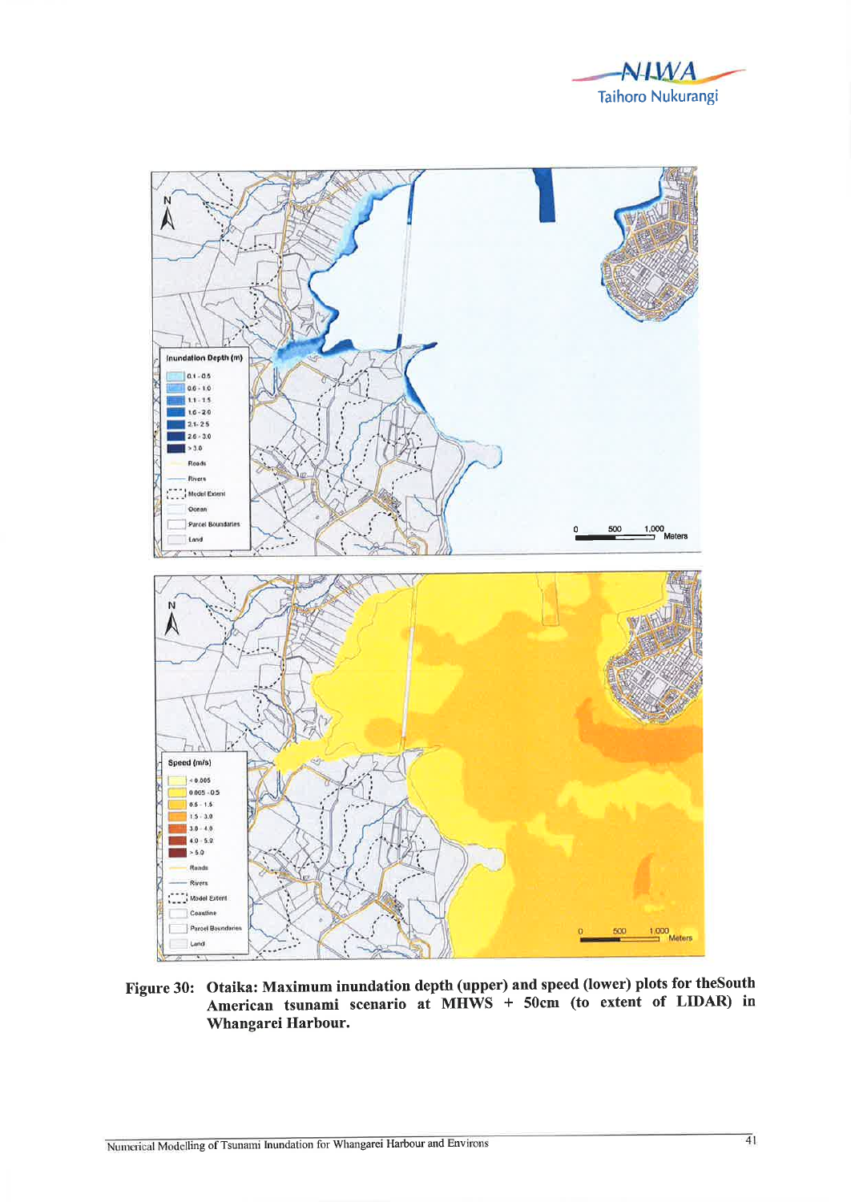**Figure 30: Otaika: Maximum inundation depth (upper) and speed (lower) plots for theSouth American tsunami scenario at MHWS + 50cm (to extent of LIDAR) in Whangarei Harbour.**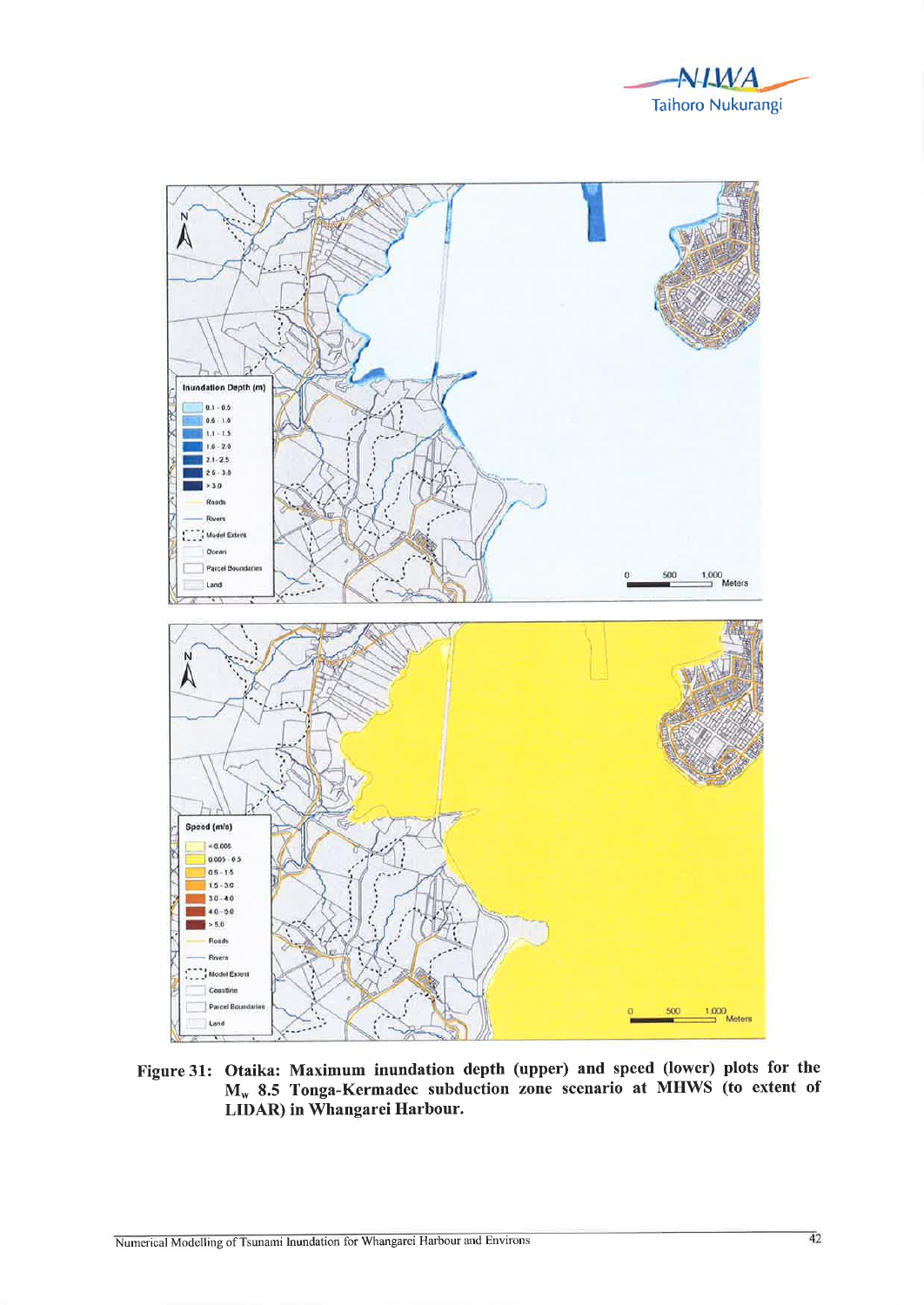Figure 31: Otaika: Maximum inundation depth (upper) and speed (lower) plots for the $M_w$ 8.5 Tonga-Kermadec subduction zone scenario at MHWS (to extent of LIDAR) in Whangarei Harbour.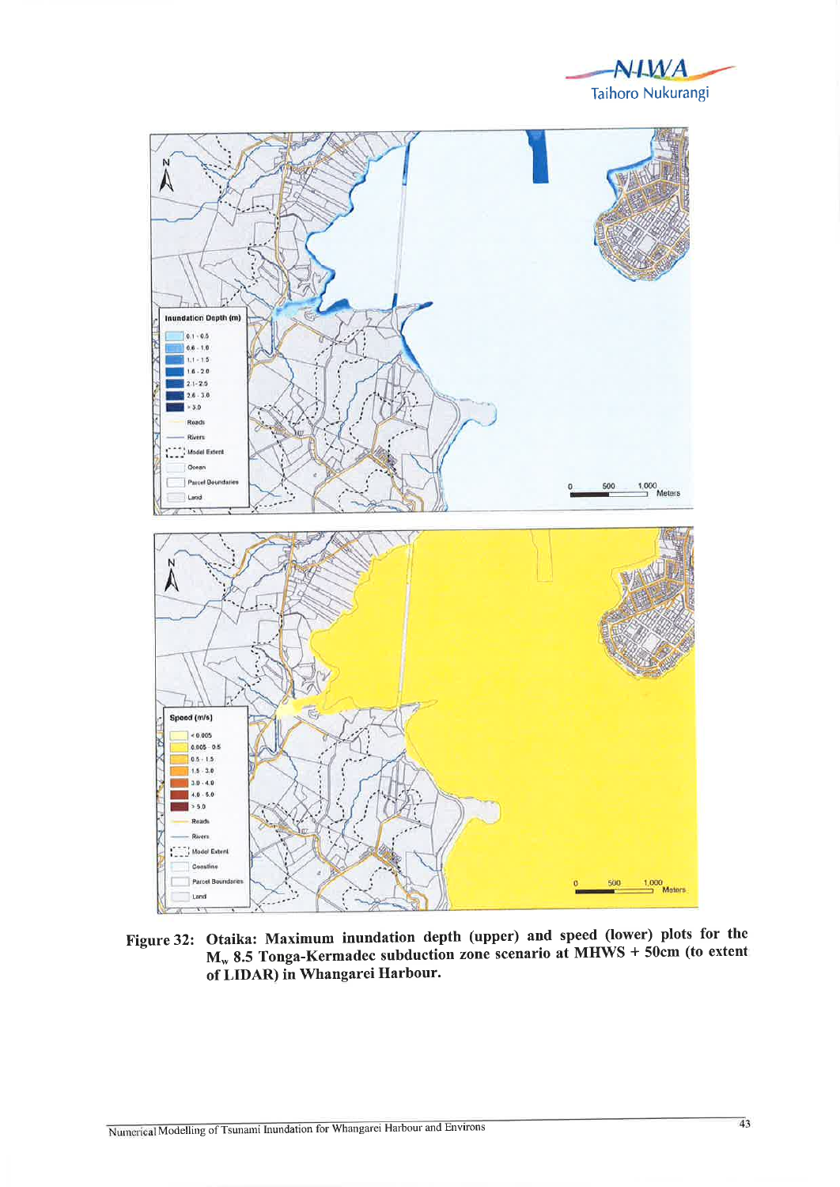Figure 32: Otaika: Maximum inundation depth (upper) and speed (lower) plots for the $M_w$ 8.5 Tonga-Kermadec subduction zone scenario at MHWS + 50cm (to extent of LIDAR) in Whangarei Harbour.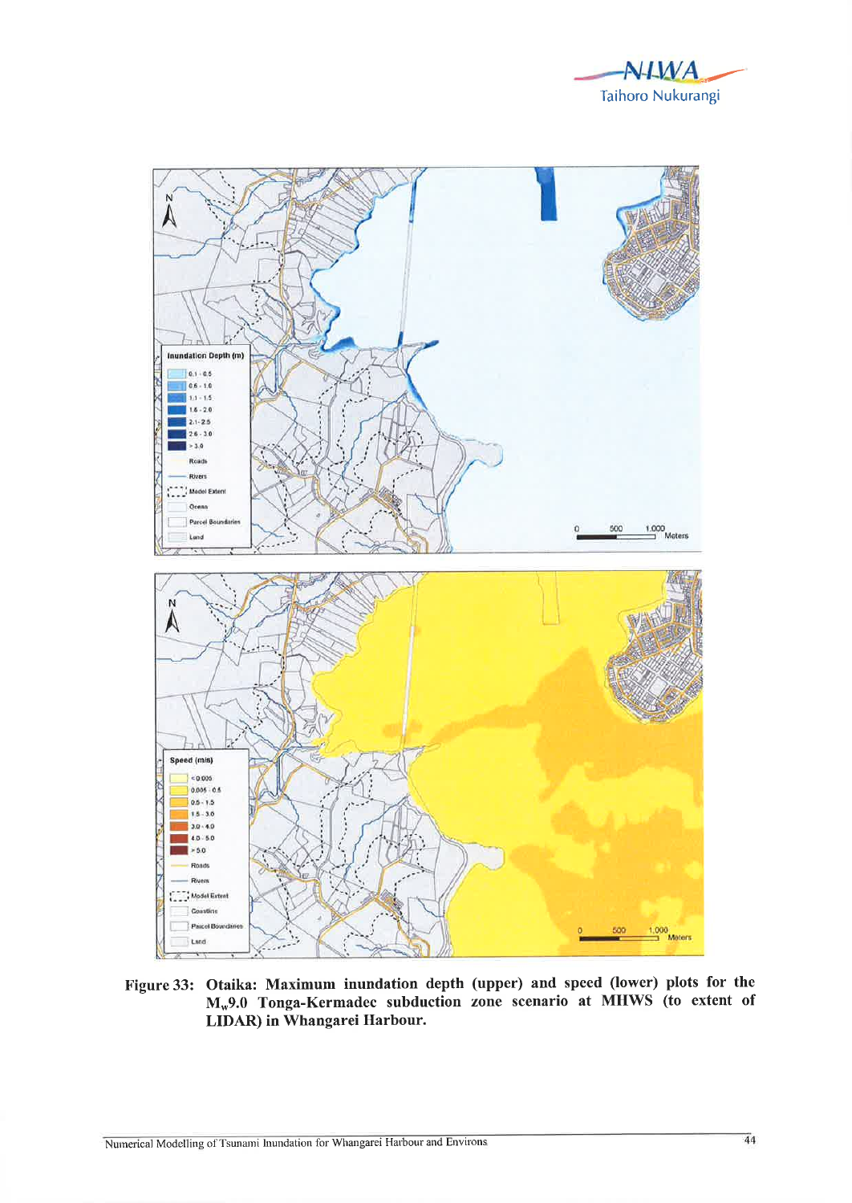**Figure 33: Otaika: Maximum inundation depth (upper) and speed (lower) plots for the $M_w$9.0 Tonga-Kermadec subduction zone scenario at MHWS (to extent of LIDAR) in Whangarei Harbour.**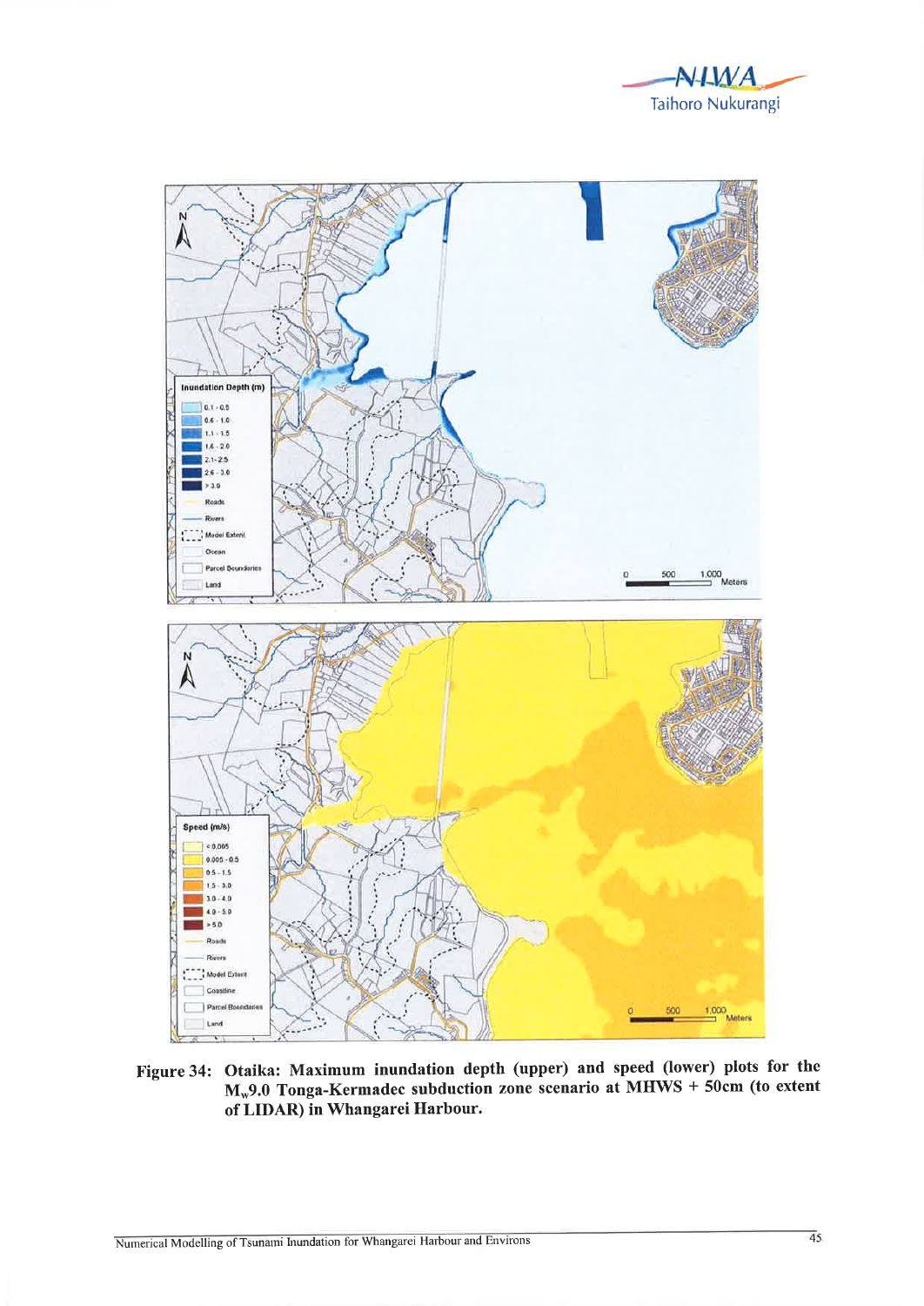Inundation Depth (m)

0.1 - 0.5

0.6 - 1.0

1.1 - 1.5

1.6 - 2.0

2.1 - 2.5

2.6 - 3.0

> 3.0

Roads

Rivers

Model Extent

Ocean

Parcel Boundaries

Land

0 500 1,000 Meters

Speed (m/s)

< 0.005

0.005 - 0.5

0.5 - 1.5

1.5 - 3.0

3.0 - 4.0

4.0 - 5.0

> 5.0

Roads

Rivers

Model Extent

Coastline

Parcel Boundaries

Land

0 500 1,000 Meters

**Figure 34: Otaika: Maximum inundation depth (upper) and speed (lower) plots for the $M_w$9.0 Tonga-Kermadec subduction zone scenario at MHWS + 50cm (to extent of LIDAR) in Whangarei Harbour.**